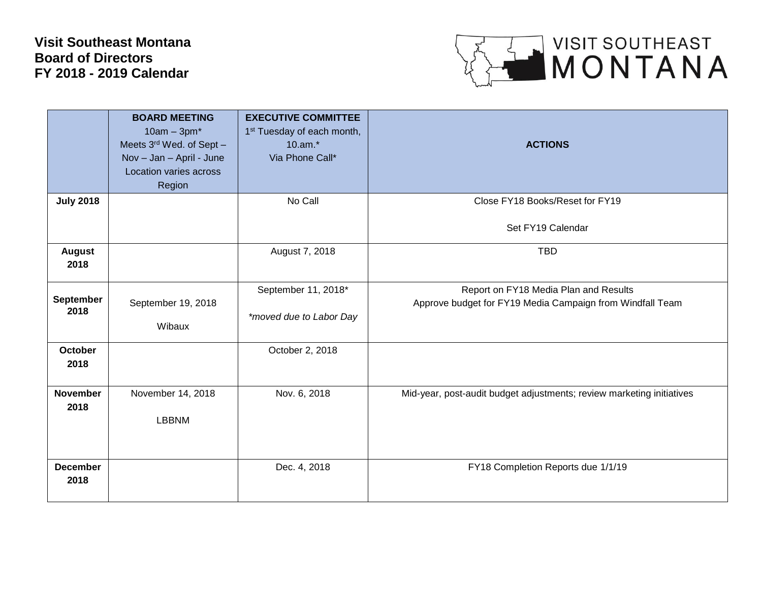**Visit Southeast Montana**
**Board of Directors**
**FY 2018 - 2019 Calendar**

| | **BOARD MEETING** 10am – 3pm* Meets 3rd Wed. of Sept – Nov – Jan – April - June Location varies across Region | **EXECUTIVE COMMITTEE** 1st Tuesday of each month, 10.am.* Via Phone Call* | **ACTIONS** |
|---|---|---|---|
| **July 2018** | | No Call | Close FY18 Books/Reset for FY19<br><br>Set FY19 Calendar |
| **August 2018** | | August 7, 2018 | TBD |
| **September 2018** | September 19, 2018<br><br>Wibaux | September 11, 2018*<br><br>*\*moved due to Labor Day* | Report on FY18 Media Plan and Results<br>Approve budget for FY19 Media Campaign from Windfall Team |
| **October 2018** | | October 2, 2018 | |
| **November 2018** | November 14, 2018<br><br>LBBNM | Nov. 6, 2018 | Mid-year, post-audit budget adjustments; review marketing initiatives |
| **December 2018** | | Dec. 4, 2018 | FY18 Completion Reports due 1/1/19 |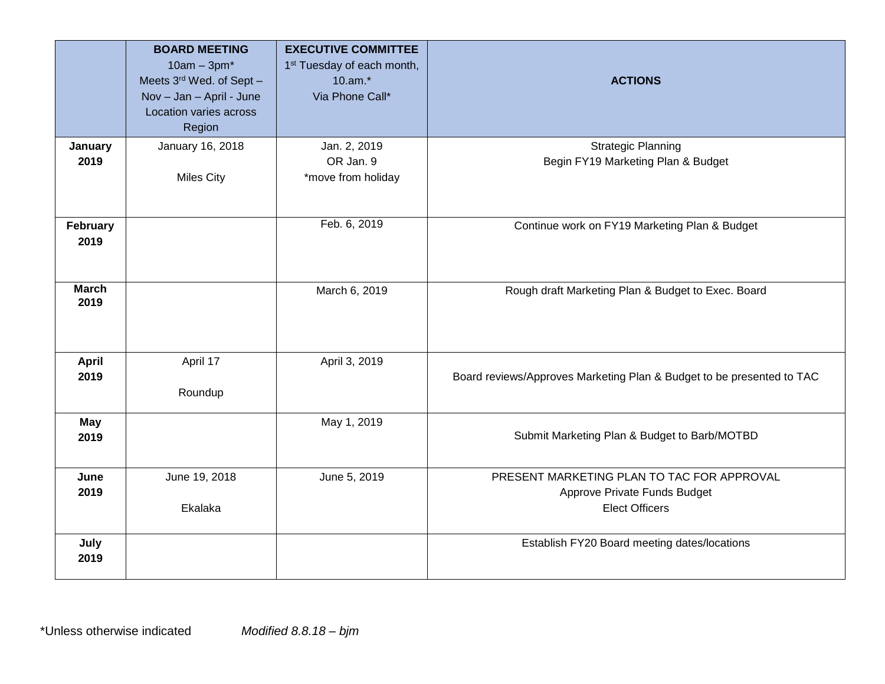| | **BOARD MEETING** 10am – 3pm* Meets 3rd Wed. of Sept – Nov – Jan – April - June Location varies across Region | **EXECUTIVE COMMITTEE** 1st Tuesday of each month, 10.am.* Via Phone Call* | **ACTIONS** |
|---|---|---|---|
| **January 2019** | January 16, 2018<br><br>Miles City | Jan. 2, 2019<br>OR Jan. 9<br>*move from holiday | Strategic Planning<br>Begin FY19 Marketing Plan & Budget |
| **February 2019** | | Feb. 6, 2019 | Continue work on FY19 Marketing Plan & Budget |
| **March 2019** | | March 6, 2019 | Rough draft Marketing Plan & Budget to Exec. Board |
| **April 2019** | April 17<br><br>Roundup | April 3, 2019 | Board reviews/Approves Marketing Plan & Budget to be presented to TAC |
| **May 2019** | | May 1, 2019 | Submit Marketing Plan & Budget to Barb/MOTBD |
| **June 2019** | June 19, 2018<br><br>Ekalaka | June 5, 2019 | PRESENT MARKETING PLAN TO TAC FOR APPROVAL<br>Approve Private Funds Budget<br>Elect Officers |
| **July 2019** | | | Establish FY20 Board meeting dates/locations |

*Unless otherwise indicated *Modified 8.8.18 – bjm*